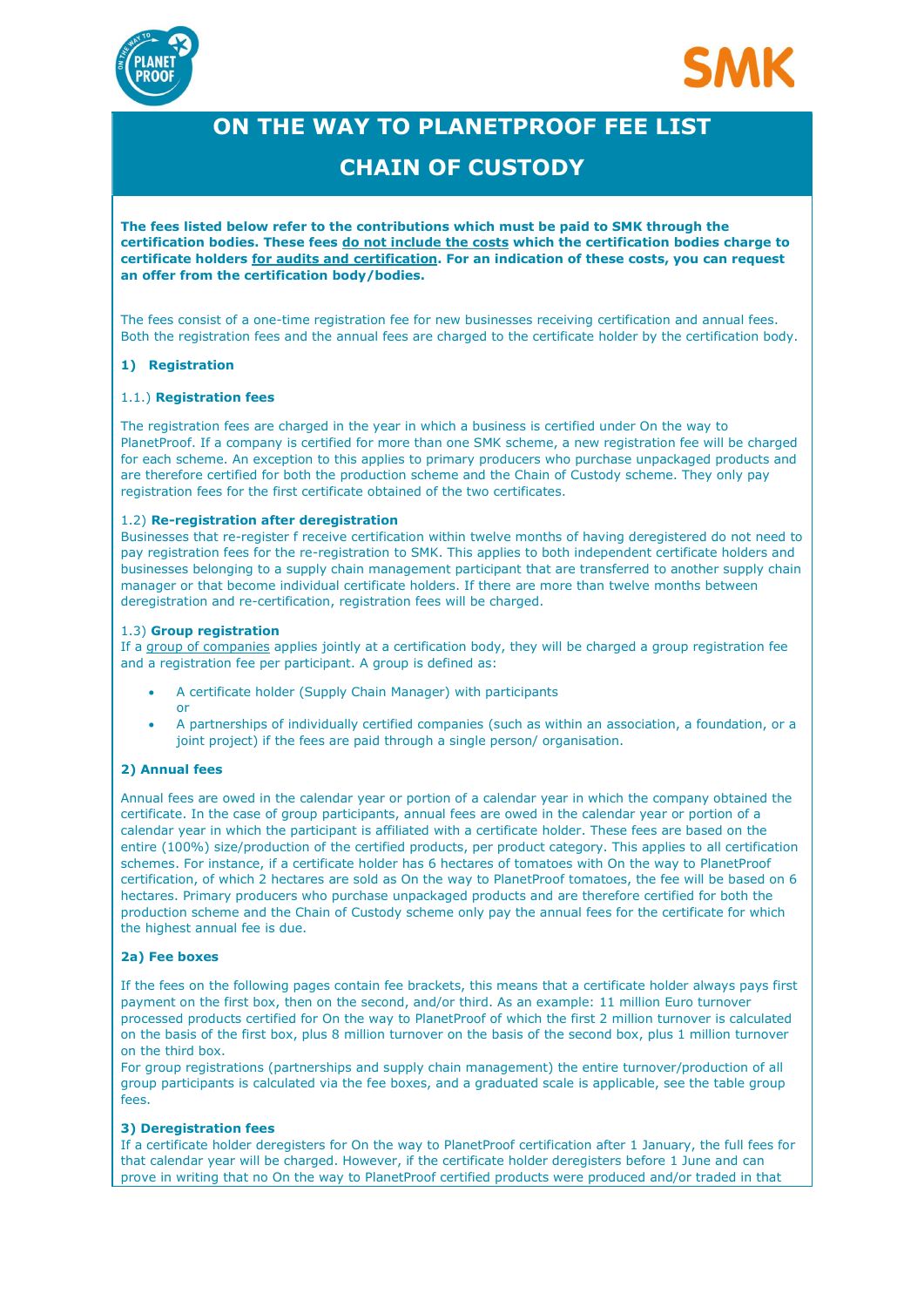# ON THE WAY TO PLANETPROOF FEE LIST

# CHAIN OF CUSTODY

**The fees listed below refer to the contributions which must be paid to SMK through the certification bodies. These fees do not include the costs which the certification bodies charge to certificate holders for audits and certification. For an indication of these costs, you can request an offer from the certification body/bodies.**

The fees consist of a one-time registration fee for new businesses receiving certification and annual fees. Both the registration fees and the annual fees are charged to the certificate holder by the certification body.

### 1) Registration

#### 1.1.) Registration fees

The registration fees are charged in the year in which a business is certified under On the way to PlanetProof. If a company is certified for more than one SMK scheme, a new registration fee will be charged for each scheme. An exception to this applies to primary producers who purchase unpackaged products and are therefore certified for both the production scheme and the Chain of Custody scheme. They only pay registration fees for the first certificate obtained of the two certificates.

#### 1.2) Re-registration after deregistration

Businesses that re-register f receive certification within twelve months of having deregistered do not need to pay registration fees for the re-registration to SMK. This applies to both independent certificate holders and businesses belonging to a supply chain management participant that are transferred to another supply chain manager or that become individual certificate holders. If there are more than twelve months between deregistration and re-certification, registration fees will be charged.

#### 1.3) Group registration

If a group of companies applies jointly at a certification body, they will be charged a group registration fee and a registration fee per participant. A group is defined as:

- A certificate holder (Supply Chain Manager) with participants
  or
- A partnerships of individually certified companies (such as within an association, a foundation, or a joint project) if the fees are paid through a single person/ organisation.

### 2) Annual fees

Annual fees are owed in the calendar year or portion of a calendar year in which the company obtained the certificate. In the case of group participants, annual fees are owed in the calendar year or portion of a calendar year in which the participant is affiliated with a certificate holder. These fees are based on the entire (100%) size/production of the certified products, per product category. This applies to all certification schemes. For instance, if a certificate holder has 6 hectares of tomatoes with On the way to PlanetProof certification, of which 2 hectares are sold as On the way to PlanetProof tomatoes, the fee will be based on 6 hectares. Primary producers who purchase unpackaged products and are therefore certified for both the production scheme and the Chain of Custody scheme only pay the annual fees for the certificate for which the highest annual fee is due.

#### 2a) Fee boxes

If the fees on the following pages contain fee brackets, this means that a certificate holder always pays first payment on the first box, then on the second, and/or third. As an example: 11 million Euro turnover processed products certified for On the way to PlanetProof of which the first 2 million turnover is calculated on the basis of the first box, plus 8 million turnover on the basis of the second box, plus 1 million turnover on the third box.

For group registrations (partnerships and supply chain management) the entire turnover/production of all group participants is calculated via the fee boxes, and a graduated scale is applicable, see the table group fees.

### 3) Deregistration fees

If a certificate holder deregisters for On the way to PlanetProof certification after 1 January, the full fees for that calendar year will be charged. However, if the certificate holder deregisters before 1 June and can prove in writing that no On the way to PlanetProof certified products were produced and/or traded in that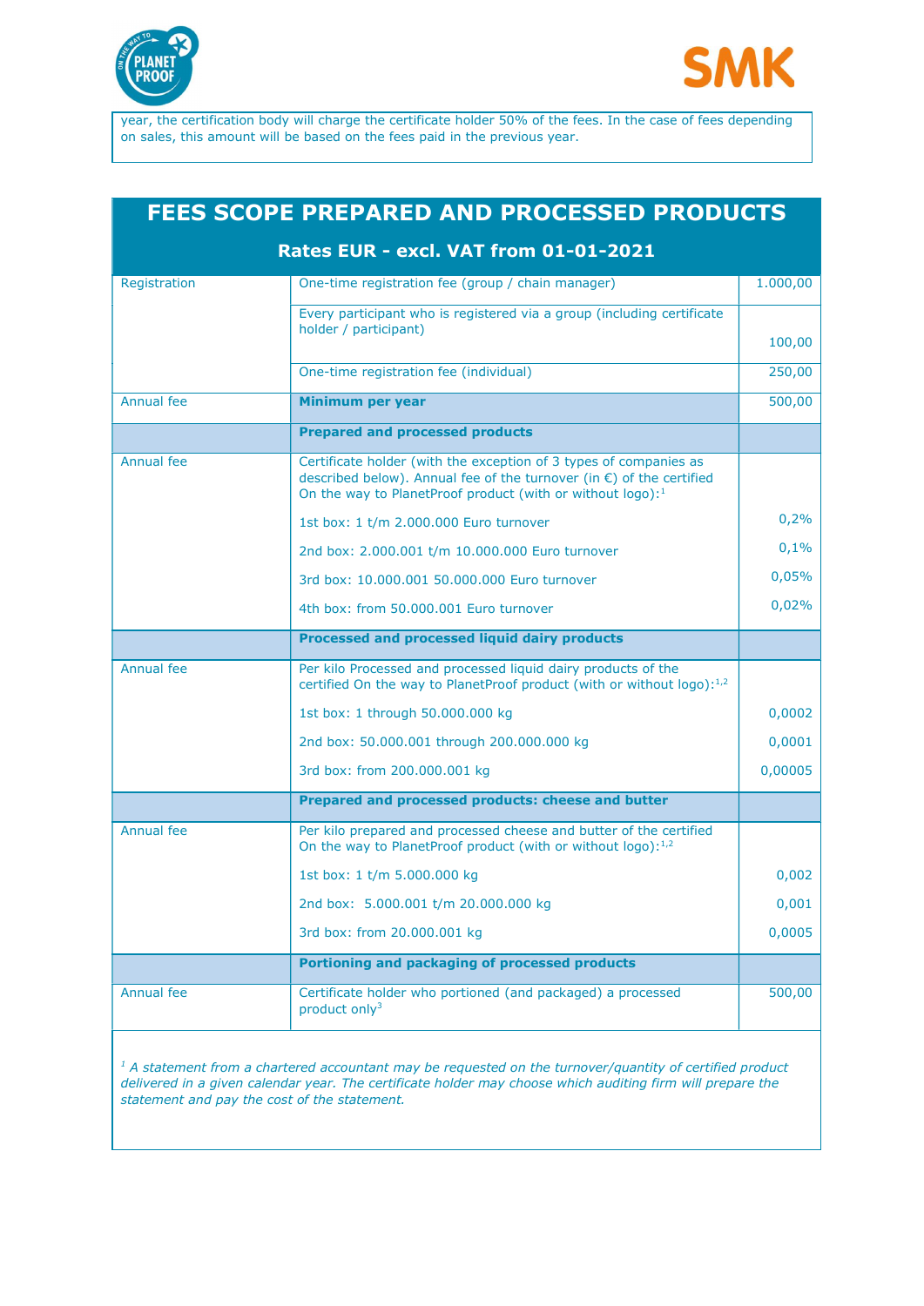year, the certification body will charge the certificate holder 50% of the fees. In the case of fees depending on sales, this amount will be based on the fees paid in the previous year.

## FEES SCOPE PREPARED AND PROCESSED PRODUCTS

### Rates EUR - excl. VAT from 01-01-2021

| | | |
|---|---|---|
| Registration | One-time registration fee (group / chain manager) | 1.000,00 |
| | Every participant who is registered via a group (including certificate holder / participant) | 100,00 |
| | One-time registration fee (individual) | 250,00 |
| Annual fee | **Minimum per year** | 500,00 |
| | **Prepared and processed products** | |
| Annual fee | Certificate holder (with the exception of 3 types of companies as described below). Annual fee of the turnover (in €) of the certified On the way to PlanetProof product (with or without logo):[1] | |
| | 1st box: 1 t/m 2.000.000 Euro turnover | 0,2% |
| | 2nd box: 2.000.001 t/m 10.000.000 Euro turnover | 0,1% |
| | 3rd box: 10.000.001 50.000.000 Euro turnover | 0,05% |
| | 4th box: from 50.000.001 Euro turnover | 0,02% |
| | **Processed and processed liquid dairy products** | |
| Annual fee | Per kilo Processed and processed liquid dairy products of the certified On the way to PlanetProof product (with or without logo):[1,2] | |
| | 1st box: 1 through 50.000.000 kg | 0,0002 |
| | 2nd box: 50.000.001 through 200.000.000 kg | 0,0001 |
| | 3rd box: from 200.000.001 kg | 0,00005 |
| | **Prepared and processed products: cheese and butter** | |
| Annual fee | Per kilo prepared and processed cheese and butter of the certified On the way to PlanetProof product (with or without logo):[1,2] | |
| | 1st box: 1 t/m 5.000.000 kg | 0,002 |
| | 2nd box: 5.000.001 t/m 20.000.000 kg | 0,001 |
| | 3rd box: from 20.000.001 kg | 0,0005 |
| | **Portioning and packaging of processed products** | |
| Annual fee | Certificate holder who portioned (and packaged) a processed product only[3] | 500,00 |

*[1] A statement from a chartered accountant may be requested on the turnover/quantity of certified product delivered in a given calendar year. The certificate holder may choose which auditing firm will prepare the statement and pay the cost of the statement.*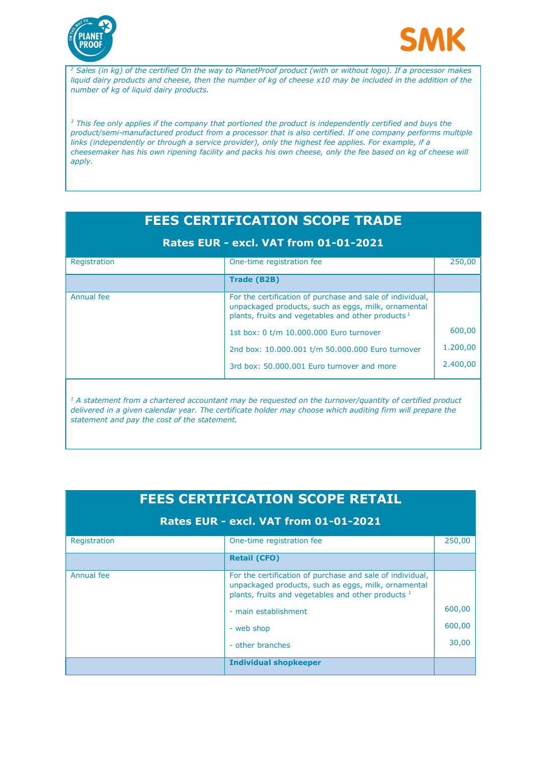[2] Sales (in kg) of the certified On the way to PlanetProof product (with or without logo). If a processor makes liquid dairy products and cheese, then the number of kg of cheese x10 may be included in the addition of the number of kg of liquid dairy products.

[3] This fee only applies if the company that portioned the product is independently certified and buys the product/semi-manufactured product from a processor that is also certified. If one company performs multiple links (independently or through a service provider), only the highest fee applies. For example, if a cheesemaker has his own ripening facility and packs his own cheese, only the fee based on kg of cheese will apply.

## FEES CERTIFICATION SCOPE TRADE

### Rates EUR - excl. VAT from 01-01-2021

| | | |
|---|---|---|
| Registration | One-time registration fee | 250,00 |
| | **Trade (B2B)** | |
| Annual fee | For the certification of purchase and sale of individual, unpackaged products, such as eggs, milk, ornamental plants, fruits and vegetables and other products [1] | |
| | 1st box: 0 t/m 10.000.000 Euro turnover | 600,00 |
| | 2nd box: 10.000.001 t/m 50.000.000 Euro turnover | 1.200,00 |
| | 3rd box: 50.000.001 Euro turnover and more | 2.400,00 |

*[1] A statement from a chartered accountant may be requested on the turnover/quantity of certified product delivered in a given calendar year. The certificate holder may choose which auditing firm will prepare the statement and pay the cost of the statement.*

## FEES CERTIFICATION SCOPE RETAIL

### Rates EUR - excl. VAT from 01-01-2021

| | | |
|---|---|---|
| Registration | One-time registration fee | 250,00 |
| | **Retail (CFO)** | |
| Annual fee | For the certification of purchase and sale of individual, unpackaged products, such as eggs, milk, ornamental plants, fruits and vegetables and other products [1] | |
| | - main establishment | 600,00 |
| | - web shop | 600,00 |
| | - other branches | 30,00 |
| | **Individual shopkeeper** | |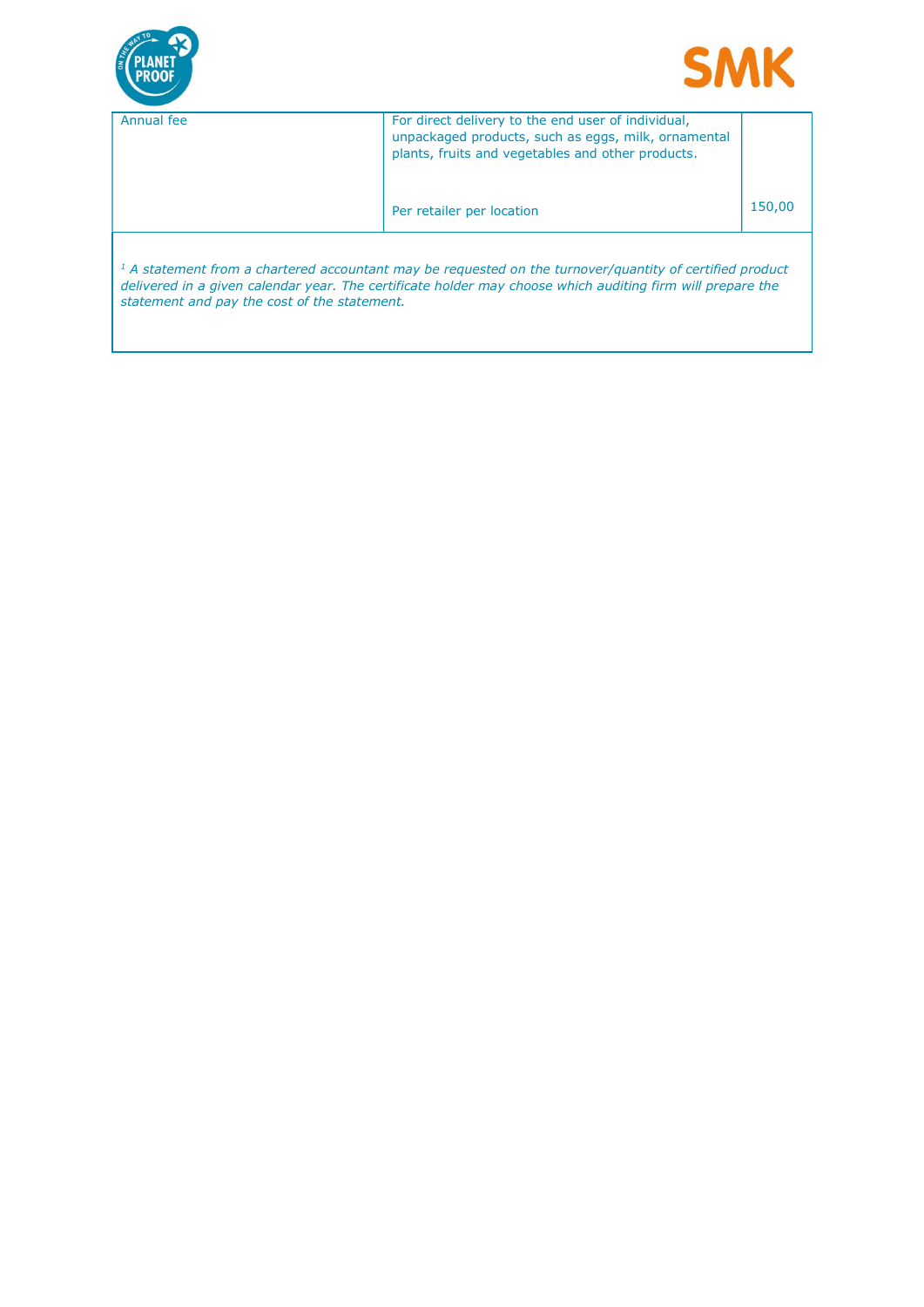| | | |
|---|---|---|
| Annual fee | For direct delivery to the end user of individual, unpackaged products, such as eggs, milk, ornamental plants, fruits and vegetables and other products.<br><br>Per retailer per location | 150,00 |

*[1] A statement from a chartered accountant may be requested on the turnover/quantity of certified product delivered in a given calendar year. The certificate holder may choose which auditing firm will prepare the statement and pay the cost of the statement.*